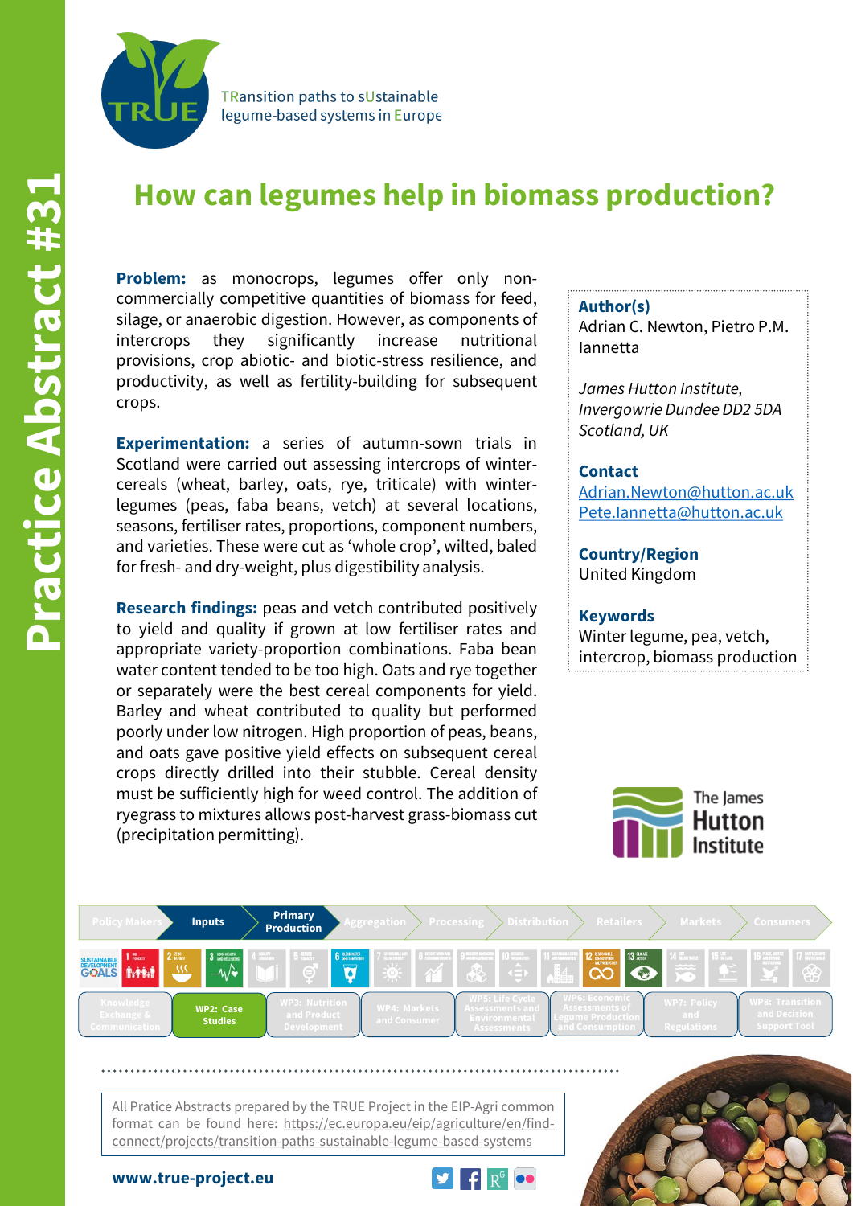TRansition paths to sUstainable legume-based systems in Europe

Practice Abstract #31

# How can legumes help in biomass production?

**Problem:** as monocrops, legumes offer only non-commercially competitive quantities of biomass for feed, silage, or anaerobic digestion. However, as components of intercrops they significantly increase nutritional provisions, crop abiotic- and biotic-stress resilience, and productivity, as well as fertility-building for subsequent crops.

**Experimentation:** a series of autumn-sown trials in Scotland were carried out assessing intercrops of winter-cereals (wheat, barley, oats, rye, triticale) with winter-legumes (peas, faba beans, vetch) at several locations, seasons, fertiliser rates, proportions, component numbers, and varieties. These were cut as 'whole crop', wilted, baled for fresh- and dry-weight, plus digestibility analysis.

**Research findings:** peas and vetch contributed positively to yield and quality if grown at low fertiliser rates and appropriate variety-proportion combinations. Faba bean water content tended to be too high. Oats and rye together or separately were the best cereal components for yield. Barley and wheat contributed to quality but performed poorly under low nitrogen. High proportion of peas, beans, and oats gave positive yield effects on subsequent cereal crops directly drilled into their stubble. Cereal density must be sufficiently high for weed control. The addition of ryegrass to mixtures allows post-harvest grass-biomass cut (precipitation permitting).

**Author(s)**
Adrian C. Newton, Pietro P.M. Iannetta

*James Hutton Institute, Invergowrie Dundee DD2 5DA Scotland, UK*

**Contact**
Adrian.Newton@hutton.ac.uk
Pete.Iannetta@hutton.ac.uk

**Country/Region**
United Kingdom

**Keywords**
Winter legume, pea, vetch, intercrop, biomass production

The James Hutton Institute

Policy Makers | Inputs | Primary Production | Aggregation | Processing | Distribution | Retailers | Markets | Consumers

Knowledge Exchange & Communication | WP2: Case Studies | WP3: Nutrition and Product Development | WP4: Markets and Consumer | WP5: Life Cycle Assessments and Environmental Assessments | WP6: Economic Assessments of Legume Production and Consumption | WP7: Policy and Regulations | WP8: Transition and Decision Support Tool

All Pratice Abstracts prepared by the TRUE Project in the EIP-Agri common format can be found here: https://ec.europa.eu/eip/agriculture/en/find-connect/projects/transition-paths-sustainable-legume-based-systems

www.true-project.eu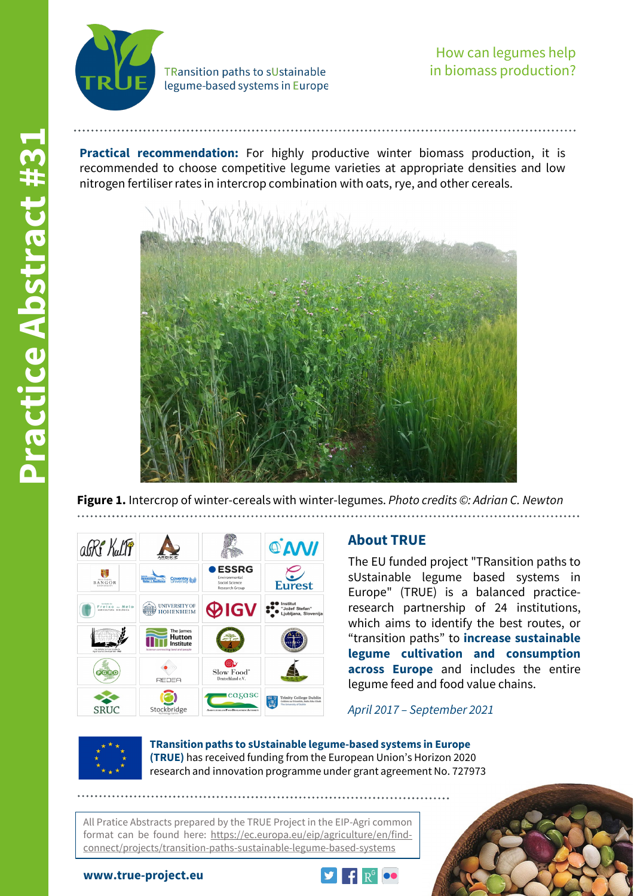# Practice Abstract #31

TRansition paths to sUstainable legume-based systems in Europe

## How can legumes help in biomass production?

**Practical recommendation:** For highly productive winter biomass production, it is recommended to choose competitive legume varieties at appropriate densities and low nitrogen fertiliser rates in intercrop combination with oats, rye, and other cereals.

**Figure 1.** Intercrop of winter-cereals with winter-legumes. *Photo credits ©: Adrian C. Newton*

## About TRUE

The EU funded project "TRansition paths to sUstainable legume based systems in Europe" (TRUE) is a balanced practice-research partnership of 24 institutions, which aims to identify the best routes, or "transition paths" to **increase sustainable legume cultivation and consumption across Europe** and includes the entire legume feed and food value chains.

*April 2017 – September 2021*

**TRansition paths to sUstainable legume-based systems in Europe (TRUE)** has received funding from the European Union's Horizon 2020 research and innovation programme under grant agreement No. 727973

All Pratice Abstracts prepared by the TRUE Project in the EIP-Agri common format can be found here: https://ec.europa.eu/eip/agriculture/en/find-connect/projects/transition-paths-sustainable-legume-based-systems

**www.true-project.eu**